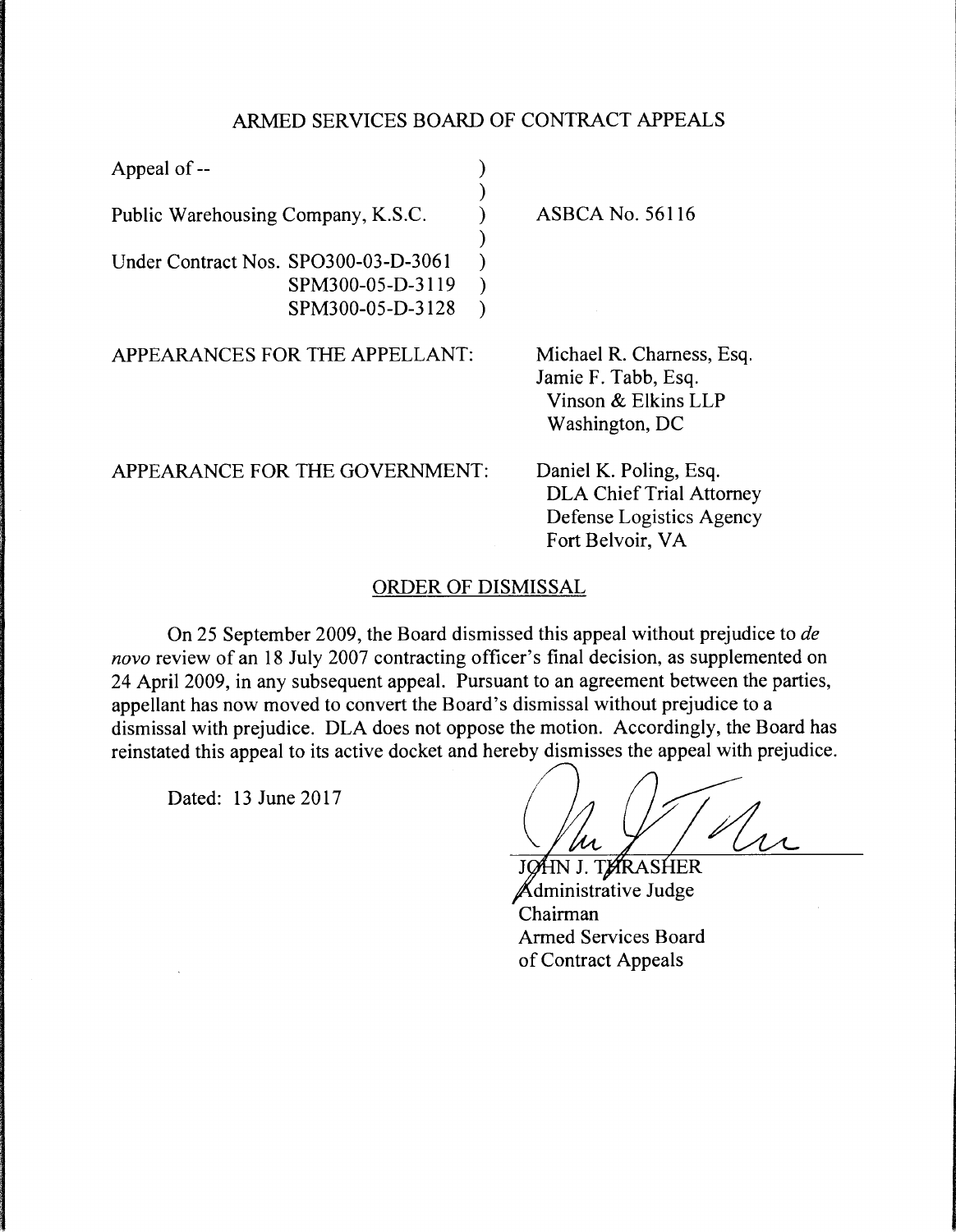## ARMED SERVICES BOARD OF CONTRACT APPEALS

| | | |
|---|---|---|
| Appeal of -- | ) | |
| | ) | |
| Public Warehousing Company, K.S.C. | ) | ASBCA No. 56116 |
| | ) | |
| Under Contract Nos. SPO300-03-D-3061 | ) | |
| SPM300-05-D-3119 | ) | |
| SPM300-05-D-3128 | ) | |

APPEARANCES FOR THE APPELLANT: Michael R. Charness, Esq.
Jamie F. Tabb, Esq.
Vinson & Elkins LLP
Washington, DC

APPEARANCE FOR THE GOVERNMENT: Daniel K. Poling, Esq.
DLA Chief Trial Attorney
Defense Logistics Agency
Fort Belvoir, VA

### ORDER OF DISMISSAL

On 25 September 2009, the Board dismissed this appeal without prejudice to *de novo* review of an 18 July 2007 contracting officer's final decision, as supplemented on 24 April 2009, in any subsequent appeal. Pursuant to an agreement between the parties, appellant has now moved to convert the Board's dismissal without prejudice to a dismissal with prejudice. DLA does not oppose the motion. Accordingly, the Board has reinstated this appeal to its active docket and hereby dismisses the appeal with prejudice.

Dated: 13 June 2017

JOHN J. THRASHER
Administrative Judge
Chairman
Armed Services Board
of Contract Appeals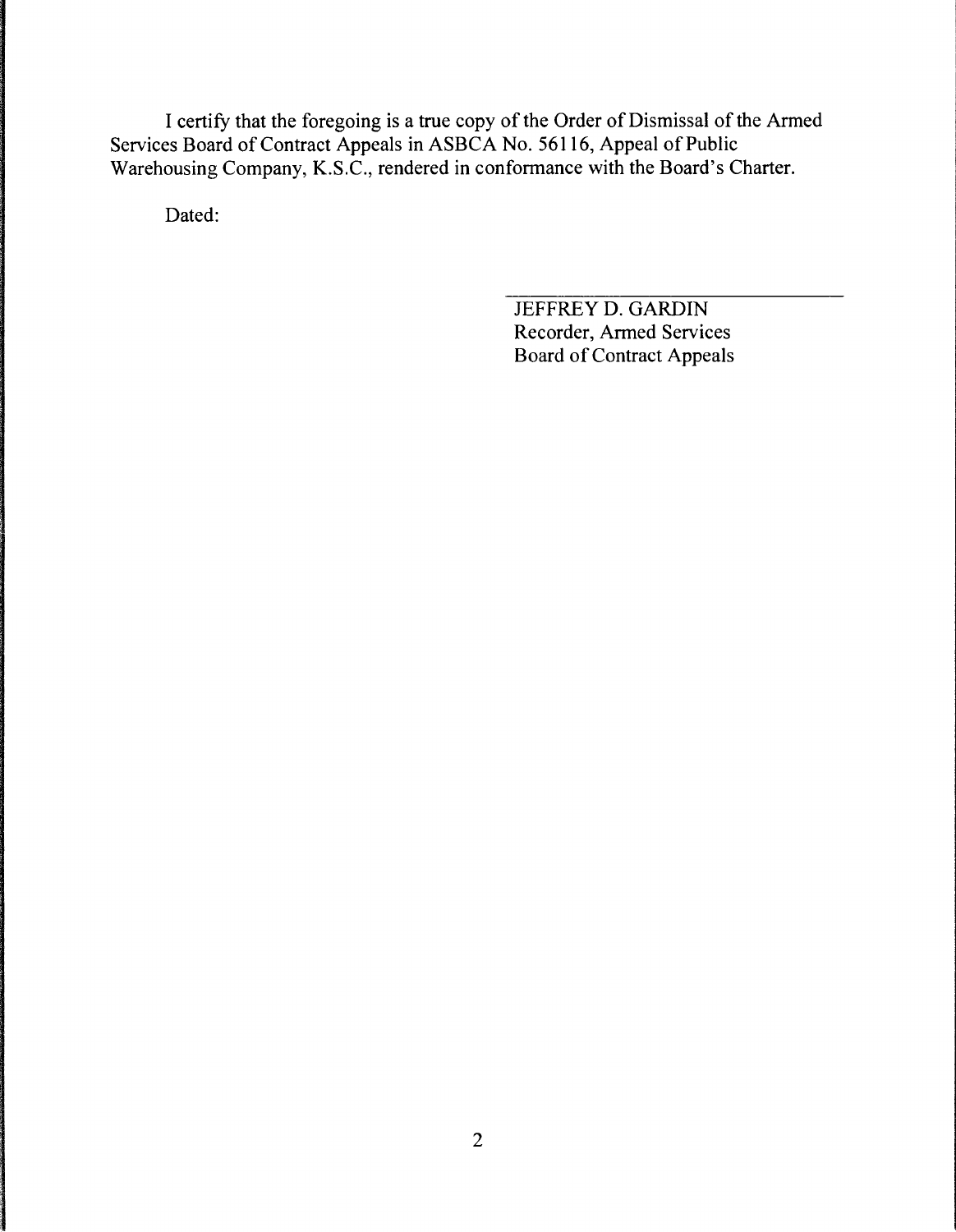I certify that the foregoing is a true copy of the Order of Dismissal of the Armed Services Board of Contract Appeals in ASBCA No. 56116, Appeal of Public Warehousing Company, K.S.C., rendered in conformance with the Board's Charter.

Dated:

JEFFREY D. GARDIN
Recorder, Armed Services
Board of Contract Appeals